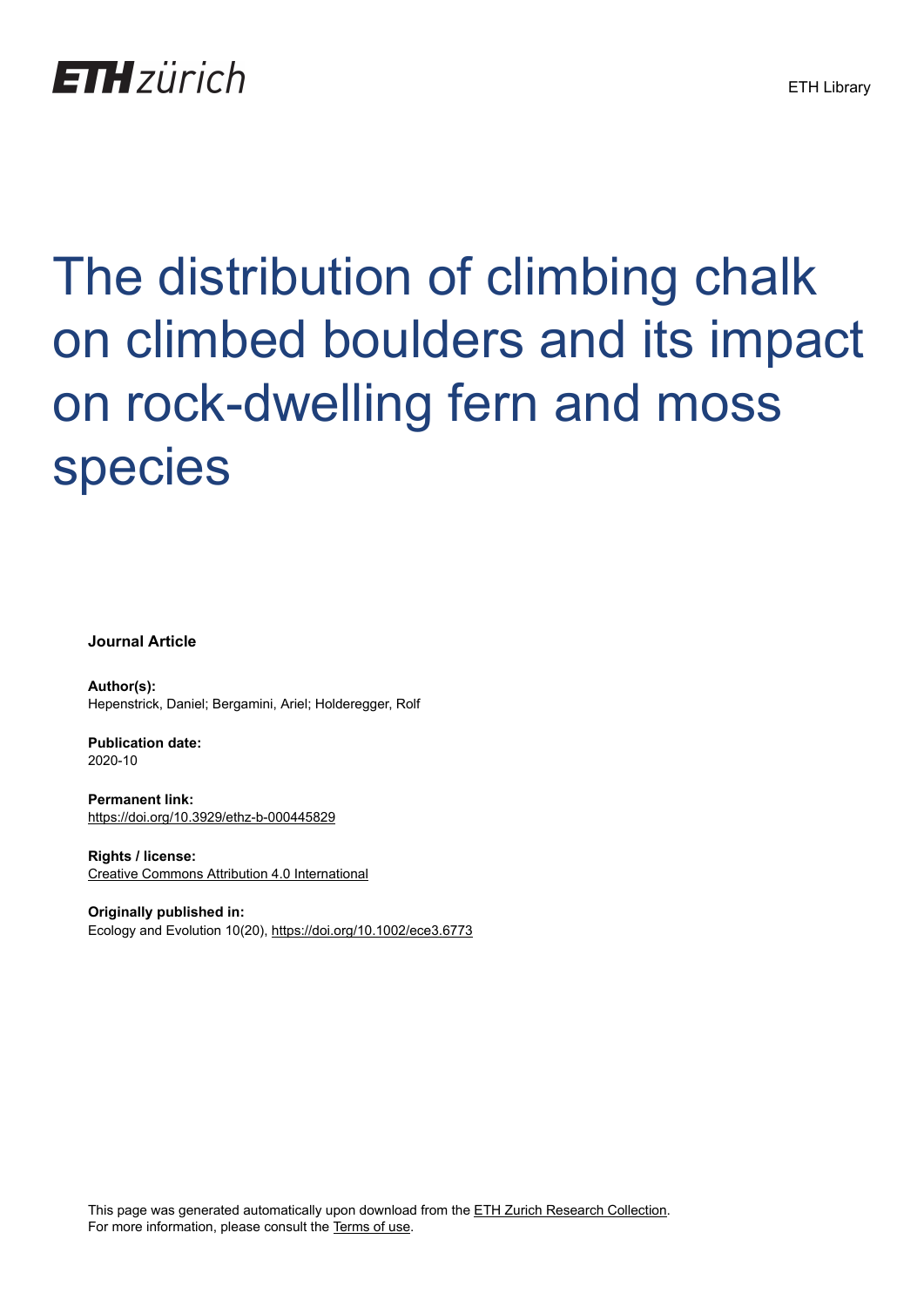ETH zürich

ETH Library

# The distribution of climbing chalk on climbed boulders and its impact on rock-dwelling fern and moss species

**Journal Article**

**Author(s):**
Hepenstrick, Daniel; Bergamini, Ariel; Holderegger, Rolf

**Publication date:**
2020-10

**Permanent link:**
https://doi.org/10.3929/ethz-b-000445829

**Rights / license:**
Creative Commons Attribution 4.0 International

**Originally published in:**
Ecology and Evolution 10(20), https://doi.org/10.1002/ece3.6773

This page was generated automatically upon download from the ETH Zurich Research Collection.
For more information, please consult the Terms of use.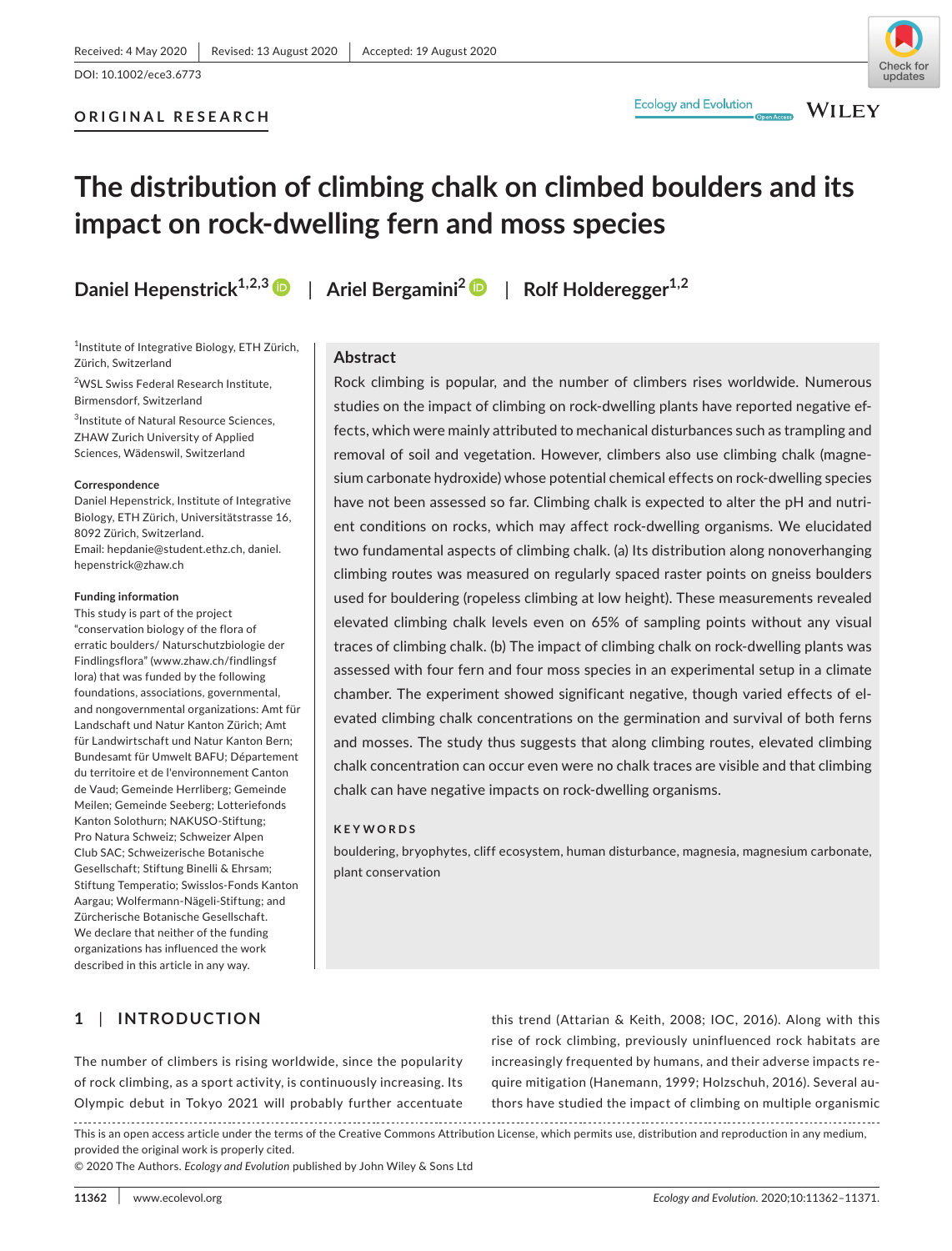# The distribution of climbing chalk on climbed boulders and its impact on rock-dwelling fern and moss species

**Daniel Hepenstrick**[1,2,3] | **Ariel Bergamini**[2] | **Rolf Holderegger**[1,2]

[1]Institute of Integrative Biology, ETH Zürich, Zürich, Switzerland

[2]WSL Swiss Federal Research Institute, Birmensdorf, Switzerland

[3]Institute of Natural Resource Sciences, ZHAW Zurich University of Applied Sciences, Wädenswil, Switzerland

**Correspondence**
Daniel Hepenstrick, Institute of Integrative Biology, ETH Zürich, Universitätstrasse 16, 8092 Zürich, Switzerland.
Email: hepdanie@student.ethz.ch, daniel.hepenstrick@zhaw.ch

**Funding information**
This study is part of the project "conservation biology of the flora of erratic boulders/ Naturschutzbiologie der Findlingsflora" (www.zhaw.ch/findlingsflora) that was funded by the following foundations, associations, governmental, and nongovernmental organizations: Amt für Landschaft und Natur Kanton Zürich; Amt für Landwirtschaft und Natur Kanton Bern; Bundesamt für Umwelt BAFU; Département du territoire et de l'environnement Canton de Vaud; Gemeinde Herrliberg; Gemeinde Meilen; Gemeinde Seeberg; Lotteriefonds Kanton Solothurn; NAKUSO-Stiftung; Pro Natura Schweiz; Schweizer Alpen Club SAC; Schweizerische Botanische Gesellschaft; Stiftung Binelli & Ehrsam; Stiftung Temperatio; Swisslos-Fonds Kanton Aargau; Wolfermann-Nägeli-Stiftung; and Zürcherische Botanische Gesellschaft. We declare that neither of the funding organizations has influenced the work described in this article in any way.

## Abstract

Rock climbing is popular, and the number of climbers rises worldwide. Numerous studies on the impact of climbing on rock-dwelling plants have reported negative effects, which were mainly attributed to mechanical disturbances such as trampling and removal of soil and vegetation. However, climbers also use climbing chalk (magnesium carbonate hydroxide) whose potential chemical effects on rock-dwelling species have not been assessed so far. Climbing chalk is expected to alter the pH and nutrient conditions on rocks, which may affect rock-dwelling organisms. We elucidated two fundamental aspects of climbing chalk. (a) Its distribution along nonoverhanging climbing routes was measured on regularly spaced raster points on gneiss boulders used for bouldering (ropeless climbing at low height). These measurements revealed elevated climbing chalk levels even on 65% of sampling points without any visual traces of climbing chalk. (b) The impact of climbing chalk on rock-dwelling plants was assessed with four fern and four moss species in an experimental setup in a climate chamber. The experiment showed significant negative, though varied effects of elevated climbing chalk concentrations on the germination and survival of both ferns and mosses. The study thus suggests that along climbing routes, elevated climbing chalk concentration can occur even were no chalk traces are visible and that climbing chalk can have negative impacts on rock-dwelling organisms.

**KEYWORDS**

bouldering, bryophytes, cliff ecosystem, human disturbance, magnesia, magnesium carbonate, plant conservation

## 1 | INTRODUCTION

The number of climbers is rising worldwide, since the popularity of rock climbing, as a sport activity, is continuously increasing. Its Olympic debut in Tokyo 2021 will probably further accentuate this trend (Attarian & Keith, 2008; IOC, 2016). Along with this rise of rock climbing, previously uninfluenced rock habitats are increasingly frequented by humans, and their adverse impacts require mitigation (Hanemann, 1999; Holzschuh, 2016). Several authors have studied the impact of climbing on multiple organismic

This is an open access article under the terms of the Creative Commons Attribution License, which permits use, distribution and reproduction in any medium, provided the original work is properly cited.
© 2020 The Authors. *Ecology and Evolution* published by John Wiley & Sons Ltd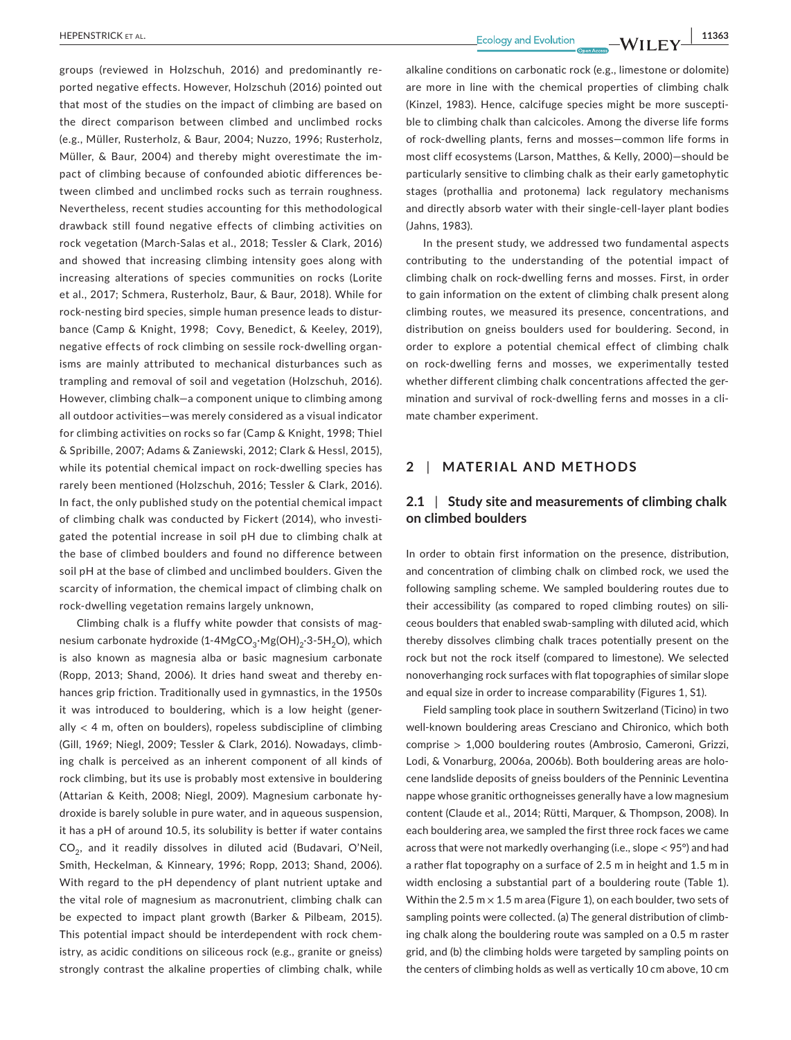groups (reviewed in Holzschuh, 2016) and predominantly reported negative effects. However, Holzschuh (2016) pointed out that most of the studies on the impact of climbing are based on the direct comparison between climbed and unclimbed rocks (e.g., Müller, Rusterholz, & Baur, 2004; Nuzzo, 1996; Rusterholz, Müller, & Baur, 2004) and thereby might overestimate the impact of climbing because of confounded abiotic differences between climbed and unclimbed rocks such as terrain roughness. Nevertheless, recent studies accounting for this methodological drawback still found negative effects of climbing activities on rock vegetation (March-Salas et al., 2018; Tessler & Clark, 2016) and showed that increasing climbing intensity goes along with increasing alterations of species communities on rocks (Lorite et al., 2017; Schmera, Rusterholz, Baur, & Baur, 2018). While for rock-nesting bird species, simple human presence leads to disturbance (Camp & Knight, 1998; Covy, Benedict, & Keeley, 2019), negative effects of rock climbing on sessile rock-dwelling organisms are mainly attributed to mechanical disturbances such as trampling and removal of soil and vegetation (Holzschuh, 2016). However, climbing chalk—a component unique to climbing among all outdoor activities—was merely considered as a visual indicator for climbing activities on rocks so far (Camp & Knight, 1998; Thiel & Spribille, 2007; Adams & Zaniewski, 2012; Clark & Hessl, 2015), while its potential chemical impact on rock-dwelling species has rarely been mentioned (Holzschuh, 2016; Tessler & Clark, 2016). In fact, the only published study on the potential chemical impact of climbing chalk was conducted by Fickert (2014), who investigated the potential increase in soil pH due to climbing chalk at the base of climbed boulders and found no difference between soil pH at the base of climbed and unclimbed boulders. Given the scarcity of information, the chemical impact of climbing chalk on rock-dwelling vegetation remains largely unknown,

Climbing chalk is a fluffy white powder that consists of magnesium carbonate hydroxide ($1\text{-}4MgCO_3{\cdot}Mg(OH)_2{\cdot}3\text{-}5H_2O$), which is also known as magnesia alba or basic magnesium carbonate (Ropp, 2013; Shand, 2006). It dries hand sweat and thereby enhances grip friction. Traditionally used in gymnastics, in the 1950s it was introduced to bouldering, which is a low height (generally < 4 m, often on boulders), ropeless subdiscipline of climbing (Gill, 1969; Niegl, 2009; Tessler & Clark, 2016). Nowadays, climbing chalk is perceived as an inherent component of all kinds of rock climbing, but its use is probably most extensive in bouldering (Attarian & Keith, 2008; Niegl, 2009). Magnesium carbonate hydroxide is barely soluble in pure water, and in aqueous suspension, it has a pH of around 10.5, its solubility is better if water contains $CO_2$, and it readily dissolves in diluted acid (Budavari, O'Neil, Smith, Heckelman, & Kinneary, 1996; Ropp, 2013; Shand, 2006). With regard to the pH dependency of plant nutrient uptake and the vital role of magnesium as macronutrient, climbing chalk can be expected to impact plant growth (Barker & Pilbeam, 2015). This potential impact should be interdependent with rock chemistry, as acidic conditions on siliceous rock (e.g., granite or gneiss) strongly contrast the alkaline properties of climbing chalk, while alkaline conditions on carbonatic rock (e.g., limestone or dolomite) are more in line with the chemical properties of climbing chalk (Kinzel, 1983). Hence, calcifuge species might be more susceptible to climbing chalk than calcicoles. Among the diverse life forms of rock-dwelling plants, ferns and mosses—common life forms in most cliff ecosystems (Larson, Matthes, & Kelly, 2000)—should be particularly sensitive to climbing chalk as their early gametophytic stages (prothallia and protonema) lack regulatory mechanisms and directly absorb water with their single-cell-layer plant bodies (Jahns, 1983).

In the present study, we addressed two fundamental aspects contributing to the understanding of the potential impact of climbing chalk on rock-dwelling ferns and mosses. First, in order to gain information on the extent of climbing chalk present along climbing routes, we measured its presence, concentrations, and distribution on gneiss boulders used for bouldering. Second, in order to explore a potential chemical effect of climbing chalk on rock-dwelling ferns and mosses, we experimentally tested whether different climbing chalk concentrations affected the germination and survival of rock-dwelling ferns and mosses in a climate chamber experiment.

## 2 | MATERIAL AND METHODS

### 2.1 | Study site and measurements of climbing chalk on climbed boulders

In order to obtain first information on the presence, distribution, and concentration of climbing chalk on climbed rock, we used the following sampling scheme. We sampled bouldering routes due to their accessibility (as compared to roped climbing routes) on siliceous boulders that enabled swab-sampling with diluted acid, which thereby dissolves climbing chalk traces potentially present on the rock but not the rock itself (compared to limestone). We selected nonoverhanging rock surfaces with flat topographies of similar slope and equal size in order to increase comparability (Figures 1, S1).

Field sampling took place in southern Switzerland (Ticino) in two well-known bouldering areas Cresciano and Chironico, which both comprise > 1,000 bouldering routes (Ambrosio, Cameroni, Grizzi, Lodi, & Vonarburg, 2006a, 2006b). Both bouldering areas are holocene landslide deposits of gneiss boulders of the Penninic Leventina nappe whose granitic orthogneisses generally have a low magnesium content (Claude et al., 2014; Rütti, Marquer, & Thompson, 2008). In each bouldering area, we sampled the first three rock faces we came across that were not markedly overhanging (i.e., slope < 95°) and had a rather flat topography on a surface of 2.5 m in height and 1.5 m in width enclosing a substantial part of a bouldering route (Table 1). Within the 2.5 m × 1.5 m area (Figure 1), on each boulder, two sets of sampling points were collected. (a) The general distribution of climbing chalk along the bouldering route was sampled on a 0.5 m raster grid, and (b) the climbing holds were targeted by sampling points on the centers of climbing holds as well as vertically 10 cm above, 10 cm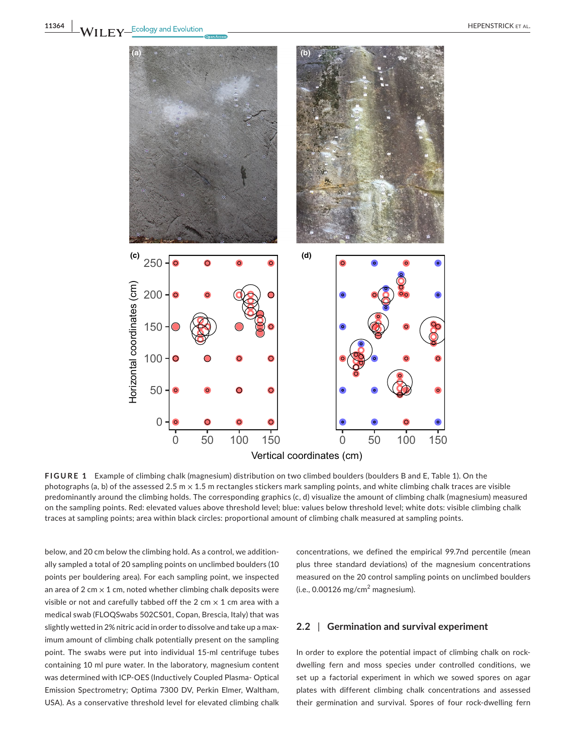**FIGURE 1** Example of climbing chalk (magnesium) distribution on two climbed boulders (boulders B and E, Table 1). On the photographs (a, b) of the assessed 2.5 m × 1.5 m rectangles stickers mark sampling points, and white climbing chalk traces are visible predominantly around the climbing holds. The corresponding graphics (c, d) visualize the amount of climbing chalk (magnesium) measured on the sampling points. Red: elevated values above threshold level; blue: values below threshold level; white dots: visible climbing chalk traces at sampling points; area within black circles: proportional amount of climbing chalk measured at sampling points.

below, and 20 cm below the climbing hold. As a control, we additionally sampled a total of 20 sampling points on unclimbed boulders (10 points per bouldering area). For each sampling point, we inspected an area of 2 cm × 1 cm, noted whether climbing chalk deposits were visible or not and carefully tabbed off the 2 cm × 1 cm area with a medical swab (FLOQSwabs 502CS01, Copan, Brescia, Italy) that was slightly wetted in 2% nitric acid in order to dissolve and take up a maximum amount of climbing chalk potentially present on the sampling point. The swabs were put into individual 15-ml centrifuge tubes containing 10 ml pure water. In the laboratory, magnesium content was determined with ICP-OES (Inductively Coupled Plasma- Optical Emission Spectrometry; Optima 7300 DV, Perkin Elmer, Waltham, USA). As a conservative threshold level for elevated climbing chalk concentrations, we defined the empirical 99.7nd percentile (mean plus three standard deviations) of the magnesium concentrations measured on the 20 control sampling points on unclimbed boulders (i.e., 0.00126 mg/cm$^2$ magnesium).

## 2.2 | Germination and survival experiment

In order to explore the potential impact of climbing chalk on rock-dwelling fern and moss species under controlled conditions, we set up a factorial experiment in which we sowed spores on agar plates with different climbing chalk concentrations and assessed their germination and survival. Spores of four rock-dwelling fern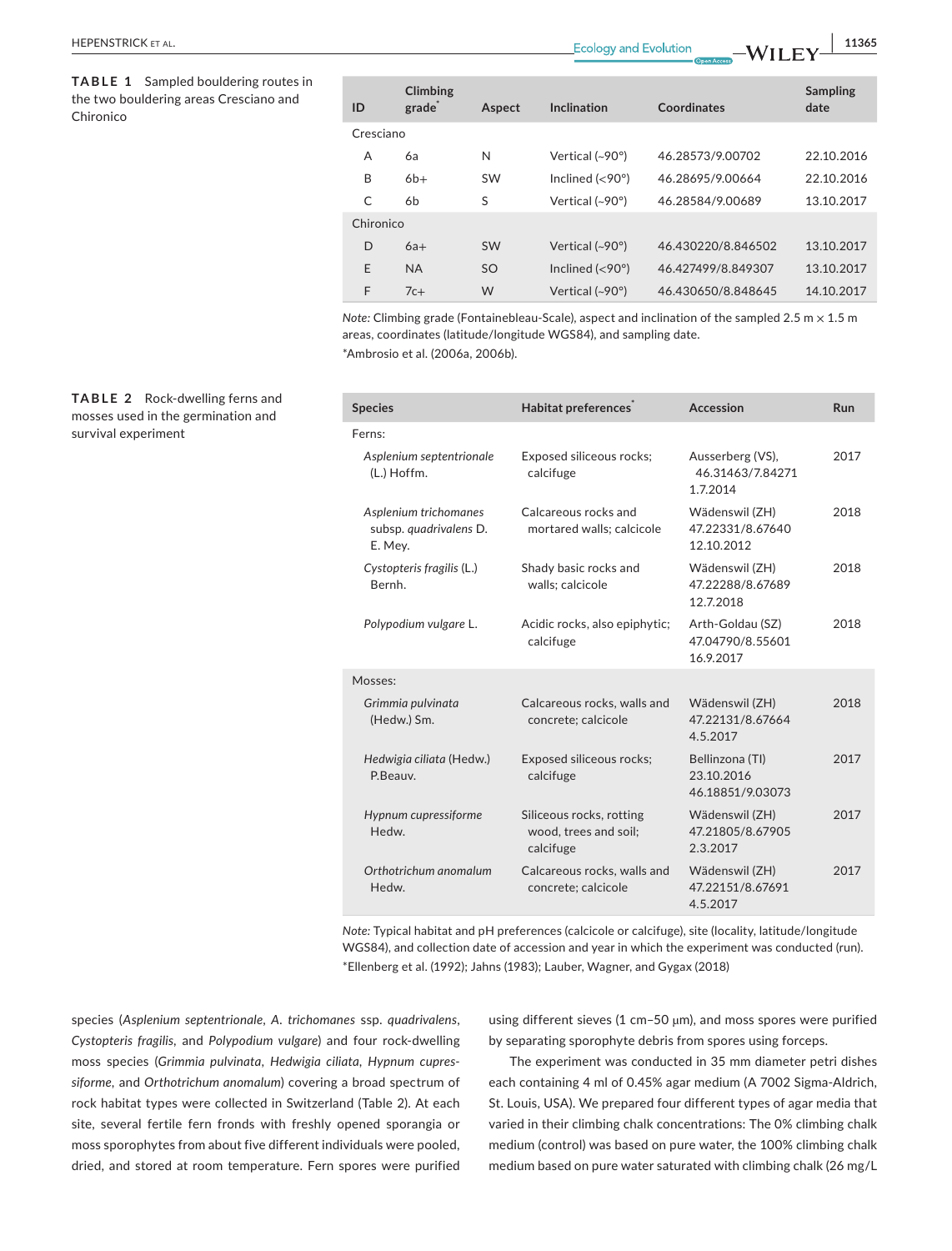**TABLE 1** Sampled bouldering routes in the two bouldering areas Cresciano and Chironico

| ID | Climbing grade* | Aspect | Inclination | Coordinates | Sampling date |
|---|---|---|---|---|---|
| Cresciano | | | | | |
| A | 6a | N | Vertical (~90°) | 46.28573/9.00702 | 22.10.2016 |
| B | 6b+ | SW | Inclined (<90°) | 46.28695/9.00664 | 22.10.2016 |
| C | 6b | S | Vertical (~90°) | 46.28584/9.00689 | 13.10.2017 |
| Chironico | | | | | |
| D | 6a+ | SW | Vertical (~90°) | 46.430220/8.846502 | 13.10.2017 |
| E | NA | SO | Inclined (<90°) | 46.427499/8.849307 | 13.10.2017 |
| F | 7c+ | W | Vertical (~90°) | 46.430650/8.848645 | 14.10.2017 |

*Note:* Climbing grade (Fontainebleau-Scale), aspect and inclination of the sampled 2.5 m × 1.5 m areas, coordinates (latitude/longitude WGS84), and sampling date.
*Ambrosio et al. (2006a, 2006b).

**TABLE 2** Rock-dwelling ferns and mosses used in the germination and survival experiment

| Species | Habitat preferences* | Accession | Run |
|---|---|---|---|
| Ferns: | | | |
| *Asplenium septentrionale* (L.) Hoffm. | Exposed siliceous rocks; calcifuge | Ausserberg (VS), 46.31463/7.84271 1.7.2014 | 2017 |
| *Asplenium trichomanes* subsp. *quadrivalens* D. E. Mey. | Calcareous rocks and mortared walls; calcicole | Wädenswil (ZH) 47.22331/8.67640 12.10.2012 | 2018 |
| *Cystopteris fragilis* (L.) Bernh. | Shady basic rocks and walls; calcicole | Wädenswil (ZH) 47.22288/8.67689 12.7.2018 | 2018 |
| *Polypodium vulgare* L. | Acidic rocks, also epiphytic; calcifuge | Arth-Goldau (SZ) 47.04790/8.55601 16.9.2017 | 2018 |
| Mosses: | | | |
| *Grimmia pulvinata* (Hedw.) Sm. | Calcareous rocks, walls and concrete; calcicole | Wädenswil (ZH) 47.22131/8.67664 4.5.2017 | 2018 |
| *Hedwigia ciliata* (Hedw.) P.Beauv. | Exposed siliceous rocks; calcifuge | Bellinzona (TI) 23.10.2016 46.18851/9.03073 | 2017 |
| *Hypnum cupressiforme* Hedw. | Siliceous rocks, rotting wood, trees and soil; calcifuge | Wädenswil (ZH) 47.21805/8.67905 2.3.2017 | 2017 |
| *Orthotrichum anomalum* Hedw. | Calcareous rocks, walls and concrete; calcicole | Wädenswil (ZH) 47.22151/8.67691 4.5.2017 | 2017 |

*Note:* Typical habitat and pH preferences (calcicole or calcifuge), site (locality, latitude/longitude WGS84), and collection date of accession and year in which the experiment was conducted (run).
*Ellenberg et al. (1992); Jahns (1983); Lauber, Wagner, and Gygax (2018)

species (*Asplenium septentrionale*, *A. trichomanes* ssp. *quadrivalens*, *Cystopteris fragilis*, and *Polypodium vulgare*) and four rock-dwelling moss species (*Grimmia pulvinata*, *Hedwigia ciliata*, *Hypnum cupressiforme*, and *Orthotrichum anomalum*) covering a broad spectrum of rock habitat types were collected in Switzerland (Table 2). At each site, several fertile fern fronds with freshly opened sporangia or moss sporophytes from about five different individuals were pooled, dried, and stored at room temperature. Fern spores were purified using different sieves (1 cm–50 μm), and moss spores were purified by separating sporophyte debris from spores using forceps.

The experiment was conducted in 35 mm diameter petri dishes each containing 4 ml of 0.45% agar medium (A 7002 Sigma-Aldrich, St. Louis, USA). We prepared four different types of agar media that varied in their climbing chalk concentrations: The 0% climbing chalk medium (control) was based on pure water, the 100% climbing chalk medium based on pure water saturated with climbing chalk (26 mg/L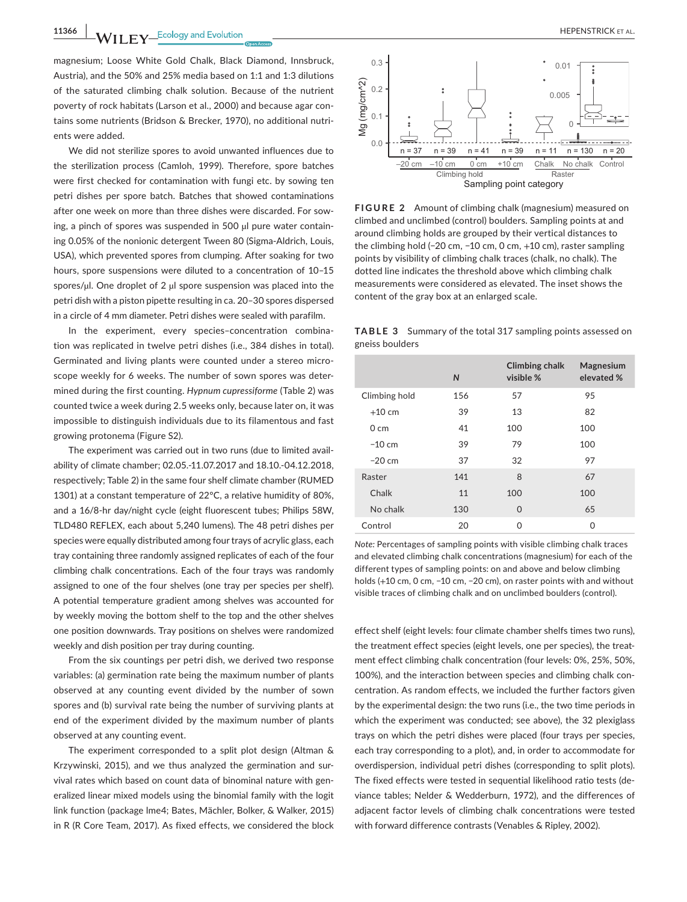magnesium; Loose White Gold Chalk, Black Diamond, Innsbruck, Austria), and the 50% and 25% media based on 1:1 and 1:3 dilutions of the saturated climbing chalk solution. Because of the nutrient poverty of rock habitats (Larson et al., 2000) and because agar contains some nutrients (Bridson & Brecker, 1970), no additional nutrients were added.

We did not sterilize spores to avoid unwanted influences due to the sterilization process (Camloh, 1999). Therefore, spore batches were first checked for contamination with fungi etc. by sowing ten petri dishes per spore batch. Batches that showed contaminations after one week on more than three dishes were discarded. For sowing, a pinch of spores was suspended in 500 µl pure water containing 0.05% of the nonionic detergent Tween 80 (Sigma-Aldrich, Louis, USA), which prevented spores from clumping. After soaking for two hours, spore suspensions were diluted to a concentration of 10–15 spores/µl. One droplet of 2 µl spore suspension was placed into the petri dish with a piston pipette resulting in ca. 20–30 spores dispersed in a circle of 4 mm diameter. Petri dishes were sealed with parafilm.

In the experiment, every species–concentration combination was replicated in twelve petri dishes (i.e., 384 dishes in total). Germinated and living plants were counted under a stereo microscope weekly for 6 weeks. The number of sown spores was determined during the first counting. *Hypnum cupressiforme* (Table 2) was counted twice a week during 2.5 weeks only, because later on, it was impossible to distinguish individuals due to its filamentous and fast growing protonema (Figure S2).

The experiment was carried out in two runs (due to limited availability of climate chamber; 02.05.-11.07.2017 and 18.10.-04.12.2018, respectively; Table 2) in the same four shelf climate chamber (RUMED 1301) at a constant temperature of 22°C, a relative humidity of 80%, and a 16/8-hr day/night cycle (eight fluorescent tubes; Philips 58W, TLD480 REFLEX, each about 5,240 lumens). The 48 petri dishes per species were equally distributed among four trays of acrylic glass, each tray containing three randomly assigned replicates of each of the four climbing chalk concentrations. Each of the four trays was randomly assigned to one of the four shelves (one tray per species per shelf). A potential temperature gradient among shelves was accounted for by weekly moving the bottom shelf to the top and the other shelves one position downwards. Tray positions on shelves were randomized weekly and dish position per tray during counting.

From the six countings per petri dish, we derived two response variables: (a) germination rate being the maximum number of plants observed at any counting event divided by the number of sown spores and (b) survival rate being the number of surviving plants at end of the experiment divided by the maximum number of plants observed at any counting event.

The experiment corresponded to a split plot design (Altman & Krzywinski, 2015), and we thus analyzed the germination and survival rates which based on count data of binominal nature with generalized linear mixed models using the binomial family with the logit link function (package lme4; Bates, Mächler, Bolker, & Walker, 2015) in R (R Core Team, 2017). As fixed effects, we considered the block effect shelf (eight levels: four climate chamber shelfs times two runs), the treatment effect species (eight levels, one per species), the treatment effect climbing chalk concentration (four levels: 0%, 25%, 50%, 100%), and the interaction between species and climbing chalk concentration. As random effects, we included the further factors given by the experimental design: the two runs (i.e., the two time periods in which the experiment was conducted; see above), the 32 plexiglass trays on which the petri dishes were placed (four trays per species, each tray corresponding to a plot), and, in order to accommodate for overdispersion, individual petri dishes (corresponding to split plots). The fixed effects were tested in sequential likelihood ratio tests (deviance tables; Nelder & Wedderburn, 1972), and the differences of adjacent factor levels of climbing chalk concentrations were tested with forward difference contrasts (Venables & Ripley, 2002).

**FIGURE 2** Amount of climbing chalk (magnesium) measured on climbed and unclimbed (control) boulders. Sampling points at and around climbing holds are grouped by their vertical distances to the climbing hold (−20 cm, −10 cm, 0 cm, +10 cm), raster sampling points by visibility of climbing chalk traces (chalk, no chalk). The dotted line indicates the threshold above which climbing chalk measurements were considered as elevated. The inset shows the content of the gray box at an enlarged scale.

**TABLE 3** Summary of the total 317 sampling points assessed on gneiss boulders

| | *N* | Climbing chalk visible % | Magnesium elevated % |
|---|---|---|---|
| Climbing hold | 156 | 57 | 95 |
| +10 cm | 39 | 13 | 82 |
| 0 cm | 41 | 100 | 100 |
| −10 cm | 39 | 79 | 100 |
| −20 cm | 37 | 32 | 97 |
| Raster | 141 | 8 | 67 |
| Chalk | 11 | 100 | 100 |
| No chalk | 130 | 0 | 65 |
| Control | 20 | 0 | 0 |

*Note:* Percentages of sampling points with visible climbing chalk traces and elevated climbing chalk concentrations (magnesium) for each of the different types of sampling points: on and above and below climbing holds (+10 cm, 0 cm, −10 cm, −20 cm), on raster points with and without visible traces of climbing chalk and on unclimbed boulders (control).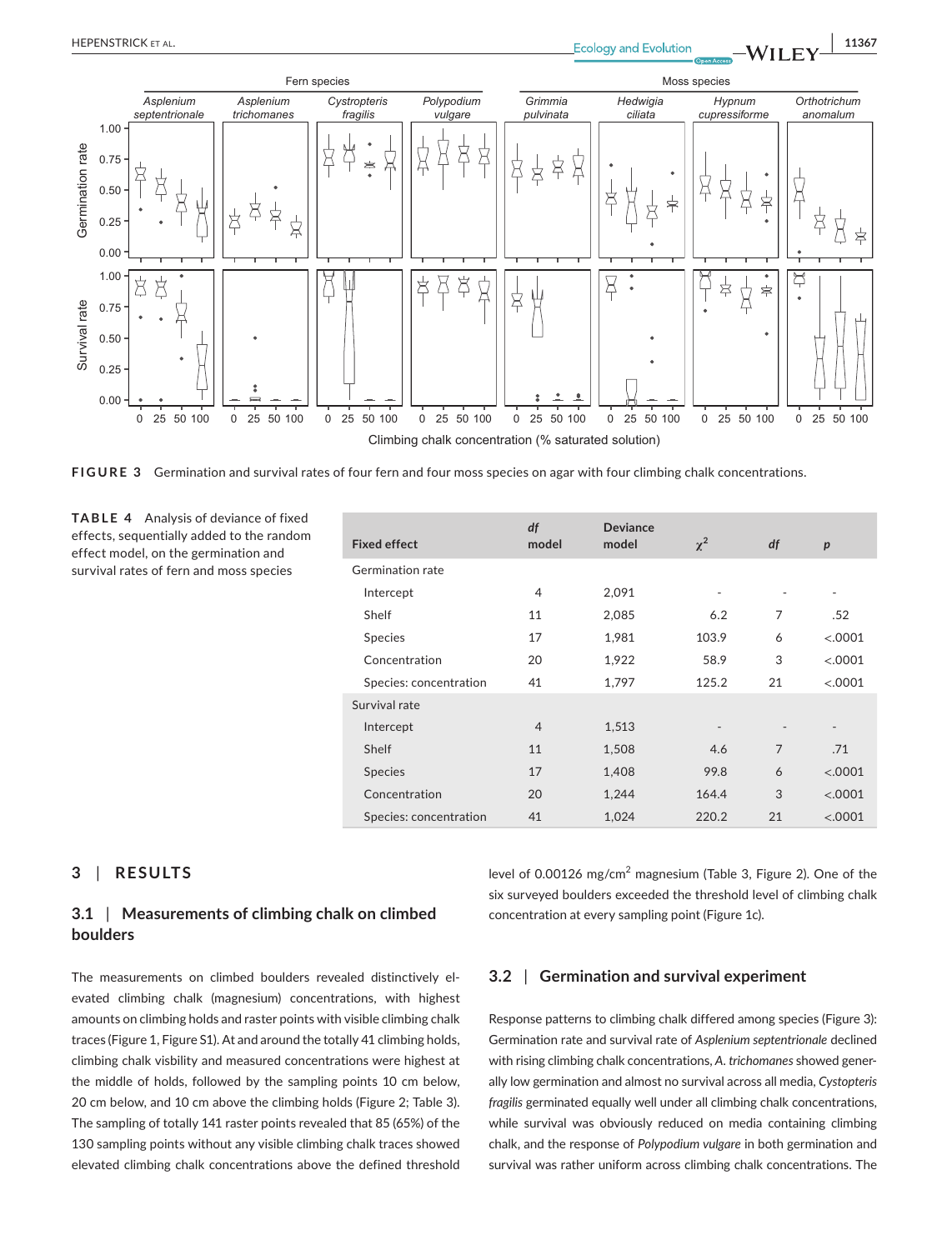FIGURE 3 Germination and survival rates of four fern and four moss species on agar with four climbing chalk concentrations.

TABLE 4 Analysis of deviance of fixed effects, sequentially added to the random effect model, on the germination and survival rates of fern and moss species

| Fixed effect | df model | Deviance model | $\chi^2$ | df | p |
|---|---|---|---|---|---|
| Germination rate | | | | | |
| Intercept | 4 | 2,091 | - | - | - |
| Shelf | 11 | 2,085 | 6.2 | 7 | .52 |
| Species | 17 | 1,981 | 103.9 | 6 | <.0001 |
| Concentration | 20 | 1,922 | 58.9 | 3 | <.0001 |
| Species: concentration | 41 | 1,797 | 125.2 | 21 | <.0001 |
| Survival rate | | | | | |
| Intercept | 4 | 1,513 | - | - | - |
| Shelf | 11 | 1,508 | 4.6 | 7 | .71 |
| Species | 17 | 1,408 | 99.8 | 6 | <.0001 |
| Concentration | 20 | 1,244 | 164.4 | 3 | <.0001 |
| Species: concentration | 41 | 1,024 | 220.2 | 21 | <.0001 |

## 3 | RESULTS

### 3.1 | Measurements of climbing chalk on climbed boulders

The measurements on climbed boulders revealed distinctively elevated climbing chalk (magnesium) concentrations, with highest amounts on climbing holds and raster points with visible climbing chalk traces (Figure 1, Figure S1). At and around the totally 41 climbing holds, climbing chalk visbility and measured concentrations were highest at the middle of holds, followed by the sampling points 10 cm below, 20 cm below, and 10 cm above the climbing holds (Figure 2; Table 3). The sampling of totally 141 raster points revealed that 85 (65%) of the 130 sampling points without any visible climbing chalk traces showed elevated climbing chalk concentrations above the defined threshold level of 0.00126 mg/cm$^2$ magnesium (Table 3, Figure 2). One of the six surveyed boulders exceeded the threshold level of climbing chalk concentration at every sampling point (Figure 1c).

### 3.2 | Germination and survival experiment

Response patterns to climbing chalk differed among species (Figure 3): Germination rate and survival rate of *Asplenium septentrionale* declined with rising climbing chalk concentrations, *A. trichomanes* showed generally low germination and almost no survival across all media, *Cystopteris fragilis* germinated equally well under all climbing chalk concentrations, while survival was obviously reduced on media containing climbing chalk, and the response of *Polypodium vulgare* in both germination and survival was rather uniform across climbing chalk concentrations. The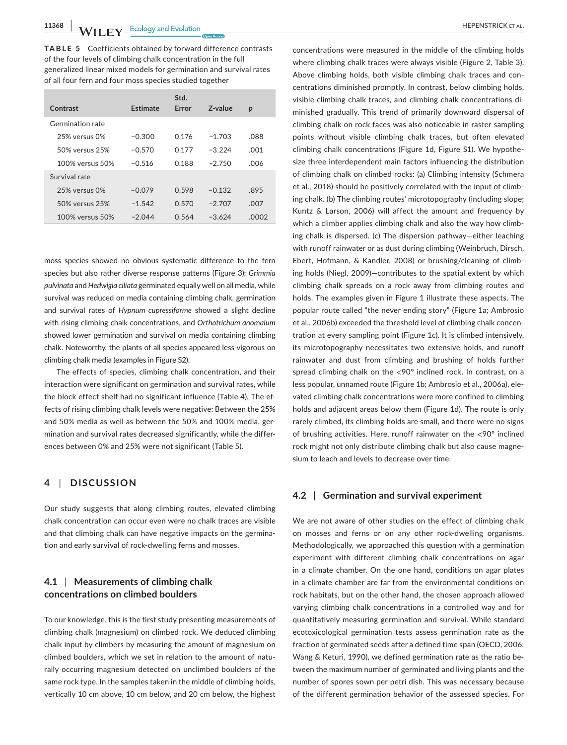**TABLE 5** Coefficients obtained by forward difference contrasts of the four levels of climbing chalk concentration in the full generalized linear mixed models for germination and survival rates of all four fern and four moss species studied together

| Contrast | Estimate | Std. Error | Z-value | *p* |
|---|---|---|---|---|
| Germination rate | | | | |
| 25% versus 0% | −0.300 | 0.176 | −1.703 | .088 |
| 50% versus 25% | −0.570 | 0.177 | −3.224 | .001 |
| 100% versus 50% | −0.516 | 0.188 | −2.750 | .006 |
| Survival rate | | | | |
| 25% versus 0% | −0.079 | 0.598 | −0.132 | .895 |
| 50% versus 25% | −1.542 | 0.570 | −2.707 | .007 |
| 100% versus 50% | −2.044 | 0.564 | −3.624 | .0002 |

moss species showed no obvious systematic difference to the fern species but also rather diverse response patterns (Figure 3): *Grimmia pulvinata* and *Hedwigia ciliata* germinated equally well on all media, while survival was reduced on media containing climbing chalk, germination and survival rates of *Hypnum cupressiforme* showed a slight decline with rising climbing chalk concentrations, and *Orthotrichum anomalum* showed lower germination and survival on media containing climbing chalk. Noteworthy, the plants of all species appeared less vigorous on climbing chalk media (examples in Figure S2).

The effects of species, climbing chalk concentration, and their interaction were significant on germination and survival rates, while the block effect shelf had no significant influence (Table 4). The effects of rising climbing chalk levels were negative: Between the 25% and 50% media as well as between the 50% and 100% media, germination and survival rates decreased significantly, while the differences between 0% and 25% were not significant (Table 5).

## 4 | DISCUSSION

Our study suggests that along climbing routes, elevated climbing chalk concentration can occur even were no chalk traces are visible and that climbing chalk can have negative impacts on the germination and early survival of rock-dwelling ferns and mosses.

### 4.1 | Measurements of climbing chalk concentrations on climbed boulders

To our knowledge, this is the first study presenting measurements of climbing chalk (magnesium) on climbed rock. We deduced climbing chalk input by climbers by measuring the amount of magnesium on climbed boulders, which we set in relation to the amount of naturally occurring magnesium detected on unclimbed boulders of the same rock type. In the samples taken in the middle of climbing holds, vertically 10 cm above, 10 cm below, and 20 cm below, the highest concentrations were measured in the middle of the climbing holds where climbing chalk traces were always visible (Figure 2, Table 3). Above climbing holds, both visible climbing chalk traces and concentrations diminished promptly. In contrast, below climbing holds, visible climbing chalk traces, and climbing chalk concentrations diminished gradually. This trend of primarily downward dispersal of climbing chalk on rock faces was also noticeable in raster sampling points without visible climbing chalk traces, but often elevated climbing chalk concentrations (Figure 1d, Figure S1). We hypothesize three interdependent main factors influencing the distribution of climbing chalk on climbed rocks: (a) Climbing intensity (Schmera et al., 2018) should be positively correlated with the input of climbing chalk. (b) The climbing routes' microtopography (including slope; Kuntz & Larson, 2006) will affect the amount and frequency by which a climber applies climbing chalk and also the way how climbing chalk is dispersed. (c) The dispersion pathway—either leaching with runoff rainwater or as dust during climbing (Weinbruch, Dirsch, Ebert, Hofmann, & Kandler, 2008) or brushing/cleaning of climbing holds (Niegl, 2009)—contributes to the spatial extent by which climbing chalk spreads on a rock away from climbing routes and holds. The examples given in Figure 1 illustrate these aspects. The popular route called "the never ending story" (Figure 1a; Ambrosio et al., 2006b) exceeded the threshold level of climbing chalk concentration at every sampling point (Figure 1c). It is climbed intensively, its microtopography necessitates two extensive holds, and runoff rainwater and dust from climbing and brushing of holds further spread climbing chalk on the <90° inclined rock. In contrast, on a less popular, unnamed route (Figure 1b; Ambrosio et al., 2006a), elevated climbing chalk concentrations were more confined to climbing holds and adjacent areas below them (Figure 1d). The route is only rarely climbed, its climbing holds are small, and there were no signs of brushing activities. Here, runoff rainwater on the <90° inclined rock might not only distribute climbing chalk but also cause magnesium to leach and levels to decrease over time.

### 4.2 | Germination and survival experiment

We are not aware of other studies on the effect of climbing chalk on mosses and ferns or on any other rock-dwelling organisms. Methodologically, we approached this question with a germination experiment with different climbing chalk concentrations on agar in a climate chamber. On the one hand, conditions on agar plates in a climate chamber are far from the environmental conditions on rock habitats, but on the other hand, the chosen approach allowed varying climbing chalk concentrations in a controlled way and for quantitatively measuring germination and survival. While standard ecotoxicological germination tests assess germination rate as the fraction of germinated seeds after a defined time span (OECD, 2006; Wang & Keturi, 1990), we defined germination rate as the ratio between the maximum number of germinated and living plants and the number of spores sown per petri dish. This was necessary because of the different germination behavior of the assessed species. For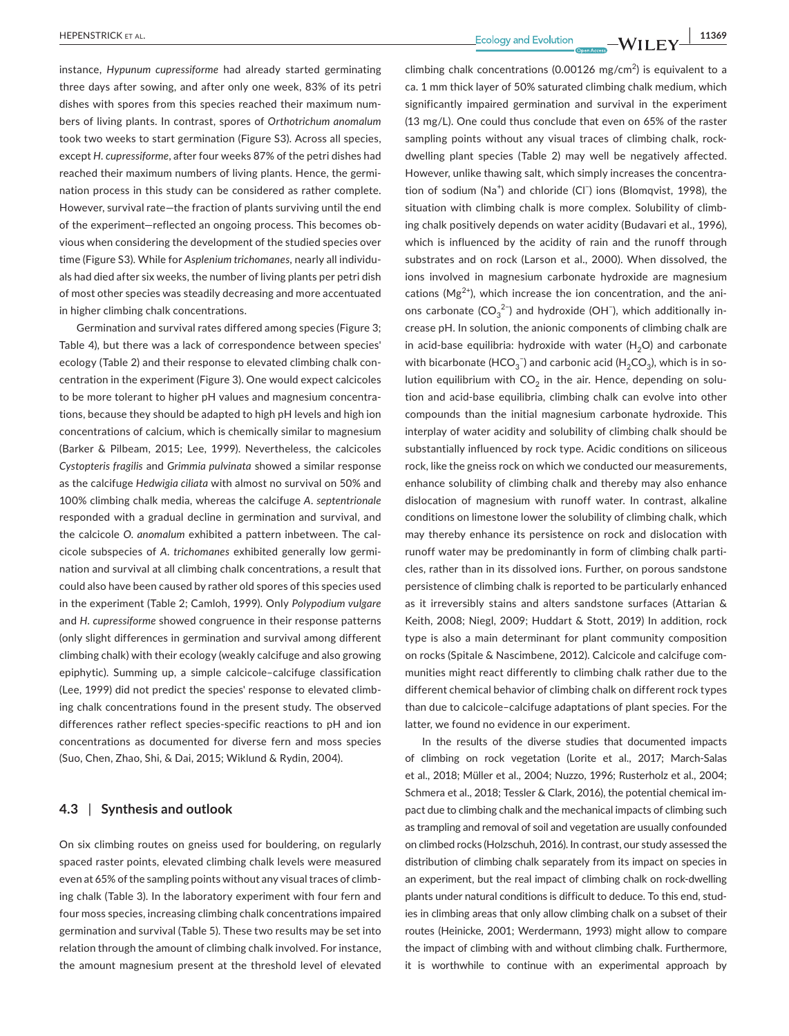instance, *Hypunum cupressiforme* had already started germinating three days after sowing, and after only one week, 83% of its petri dishes with spores from this species reached their maximum numbers of living plants. In contrast, spores of *Orthotrichum anomalum* took two weeks to start germination (Figure S3). Across all species, except *H. cupressiforme*, after four weeks 87% of the petri dishes had reached their maximum numbers of living plants. Hence, the germination process in this study can be considered as rather complete. However, survival rate—the fraction of plants surviving until the end of the experiment—reflected an ongoing process. This becomes obvious when considering the development of the studied species over time (Figure S3). While for *Asplenium trichomanes*, nearly all individuals had died after six weeks, the number of living plants per petri dish of most other species was steadily decreasing and more accentuated in higher climbing chalk concentrations.

Germination and survival rates differed among species (Figure 3; Table 4), but there was a lack of correspondence between species' ecology (Table 2) and their response to elevated climbing chalk concentration in the experiment (Figure 3). One would expect calcicoles to be more tolerant to higher pH values and magnesium concentrations, because they should be adapted to high pH levels and high ion concentrations of calcium, which is chemically similar to magnesium (Barker & Pilbeam, 2015; Lee, 1999). Nevertheless, the calcicoles *Cystopteris fragilis* and *Grimmia pulvinata* showed a similar response as the calcifuge *Hedwigia ciliata* with almost no survival on 50% and 100% climbing chalk media, whereas the calcifuge *A. septentrionale* responded with a gradual decline in germination and survival, and the calcicole *O. anomalum* exhibited a pattern inbetween. The calcicole subspecies of *A. trichomanes* exhibited generally low germination and survival at all climbing chalk concentrations, a result that could also have been caused by rather old spores of this species used in the experiment (Table 2; Camloh, 1999). Only *Polypodium vulgare* and *H. cupressiforme* showed congruence in their response patterns (only slight differences in germination and survival among different climbing chalk) with their ecology (weakly calcifuge and also growing epiphytic). Summing up, a simple calcicole–calcifuge classification (Lee, 1999) did not predict the species' response to elevated climbing chalk concentrations found in the present study. The observed differences rather reflect species-specific reactions to pH and ion concentrations as documented for diverse fern and moss species (Suo, Chen, Zhao, Shi, & Dai, 2015; Wiklund & Rydin, 2004).

### 4.3 | Synthesis and outlook

On six climbing routes on gneiss used for bouldering, on regularly spaced raster points, elevated climbing chalk levels were measured even at 65% of the sampling points without any visual traces of climbing chalk (Table 3). In the laboratory experiment with four fern and four moss species, increasing climbing chalk concentrations impaired germination and survival (Table 5). These two results may be set into relation through the amount of climbing chalk involved. For instance, the amount magnesium present at the threshold level of elevated climbing chalk concentrations (0.00126 mg/cm$^2$) is equivalent to a ca. 1 mm thick layer of 50% saturated climbing chalk medium, which significantly impaired germination and survival in the experiment (13 mg/L). One could thus conclude that even on 65% of the raster sampling points without any visual traces of climbing chalk, rock-dwelling plant species (Table 2) may well be negatively affected. However, unlike thawing salt, which simply increases the concentration of sodium ($Na^+$) and chloride ($Cl^-$) ions (Blomqvist, 1998), the situation with climbing chalk is more complex. Solubility of climbing chalk positively depends on water acidity (Budavari et al., 1996), which is influenced by the acidity of rain and the runoff through substrates and on rock (Larson et al., 2000). When dissolved, the ions involved in magnesium carbonate hydroxide are magnesium cations ($Mg^{2+}$), which increase the ion concentration, and the anions carbonate ($CO_3^{2-}$) and hydroxide ($OH^-$), which additionally increase pH. In solution, the anionic components of climbing chalk are in acid-base equilibria: hydroxide with water ($H_2O$) and carbonate with bicarbonate ($HCO_3^-$) and carbonic acid ($H_2CO_3$), which is in solution equilibrium with $CO_2$ in the air. Hence, depending on solution and acid-base equilibria, climbing chalk can evolve into other compounds than the initial magnesium carbonate hydroxide. This interplay of water acidity and solubility of climbing chalk should be substantially influenced by rock type. Acidic conditions on siliceous rock, like the gneiss rock on which we conducted our measurements, enhance solubility of climbing chalk and thereby may also enhance dislocation of magnesium with runoff water. In contrast, alkaline conditions on limestone lower the solubility of climbing chalk, which may thereby enhance its persistence on rock and dislocation with runoff water may be predominantly in form of climbing chalk particles, rather than in its dissolved ions. Further, on porous sandstone persistence of climbing chalk is reported to be particularly enhanced as it irreversibly stains and alters sandstone surfaces (Attarian & Keith, 2008; Niegl, 2009; Huddart & Stott, 2019) In addition, rock type is also a main determinant for plant community composition on rocks (Spitale & Nascimbene, 2012). Calcicole and calcifuge communities might react differently to climbing chalk rather due to the different chemical behavior of climbing chalk on different rock types than due to calcicole–calcifuge adaptations of plant species. For the latter, we found no evidence in our experiment.

In the results of the diverse studies that documented impacts of climbing on rock vegetation (Lorite et al., 2017; March-Salas et al., 2018; Müller et al., 2004; Nuzzo, 1996; Rusterholz et al., 2004; Schmera et al., 2018; Tessler & Clark, 2016), the potential chemical impact due to climbing chalk and the mechanical impacts of climbing such as trampling and removal of soil and vegetation are usually confounded on climbed rocks (Holzschuh, 2016). In contrast, our study assessed the distribution of climbing chalk separately from its impact on species in an experiment, but the real impact of climbing chalk on rock-dwelling plants under natural conditions is difficult to deduce. To this end, studies in climbing areas that only allow climbing chalk on a subset of their routes (Heinicke, 2001; Werdermann, 1993) might allow to compare the impact of climbing with and without climbing chalk. Furthermore, it is worthwhile to continue with an experimental approach by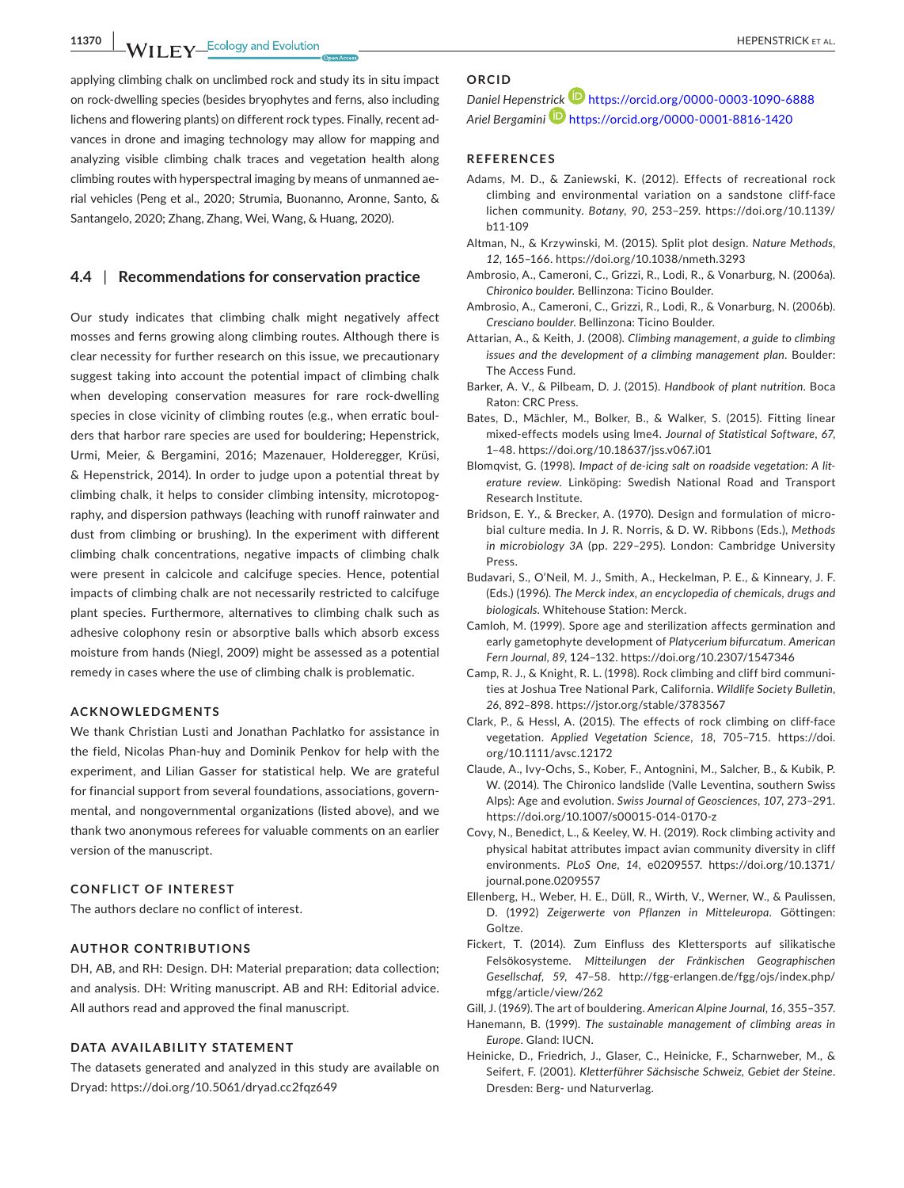applying climbing chalk on unclimbed rock and study its in situ impact on rock-dwelling species (besides bryophytes and ferns, also including lichens and flowering plants) on different rock types. Finally, recent advances in drone and imaging technology may allow for mapping and analyzing visible climbing chalk traces and vegetation health along climbing routes with hyperspectral imaging by means of unmanned aerial vehicles (Peng et al., 2020; Strumia, Buonanno, Aronne, Santo, & Santangelo, 2020; Zhang, Zhang, Wei, Wang, & Huang, 2020).

### 4.4 | Recommendations for conservation practice

Our study indicates that climbing chalk might negatively affect mosses and ferns growing along climbing routes. Although there is clear necessity for further research on this issue, we precautionary suggest taking into account the potential impact of climbing chalk when developing conservation measures for rare rock-dwelling species in close vicinity of climbing routes (e.g., when erratic boulders that harbor rare species are used for bouldering; Hepenstrick, Urmi, Meier, & Bergamini, 2016; Mazenauer, Holderegger, Krüsi, & Hepenstrick, 2014). In order to judge upon a potential threat by climbing chalk, it helps to consider climbing intensity, microtopography, and dispersion pathways (leaching with runoff rainwater and dust from climbing or brushing). In the experiment with different climbing chalk concentrations, negative impacts of climbing chalk were present in calcicole and calcifuge species. Hence, potential impacts of climbing chalk are not necessarily restricted to calcifuge plant species. Furthermore, alternatives to climbing chalk such as adhesive colophony resin or absorptive balls which absorb excess moisture from hands (Niegl, 2009) might be assessed as a potential remedy in cases where the use of climbing chalk is problematic.

## ACKNOWLEDGMENTS

We thank Christian Lusti and Jonathan Pachlatko for assistance in the field, Nicolas Phan-huy and Dominik Penkov for help with the experiment, and Lilian Gasser for statistical help. We are grateful for financial support from several foundations, associations, governmental, and nongovernmental organizations (listed above), and we thank two anonymous referees for valuable comments on an earlier version of the manuscript.

## CONFLICT OF INTEREST

The authors declare no conflict of interest.

## AUTHOR CONTRIBUTIONS

DH, AB, and RH: Design. DH: Material preparation; data collection; and analysis. DH: Writing manuscript. AB and RH: Editorial advice. All authors read and approved the final manuscript.

## DATA AVAILABILITY STATEMENT

The datasets generated and analyzed in this study are available on Dryad: https://doi.org/10.5061/dryad.cc2fqz649

## ORCID

*Daniel Hepenstrick* https://orcid.org/0000-0003-1090-6888
*Ariel Bergamini* https://orcid.org/0000-0001-8816-1420

## REFERENCES

Adams, M. D., & Zaniewski, K. (2012). Effects of recreational rock climbing and environmental variation on a sandstone cliff-face lichen community. *Botany*, *90*, 253–259. https://doi.org/10.1139/b11-109

Altman, N., & Krzywinski, M. (2015). Split plot design. *Nature Methods*, *12*, 165–166. https://doi.org/10.1038/nmeth.3293

Ambrosio, A., Cameroni, C., Grizzi, R., Lodi, R., & Vonarburg, N. (2006a). *Chironico boulder*. Bellinzona: Ticino Boulder.

Ambrosio, A., Cameroni, C., Grizzi, R., Lodi, R., & Vonarburg, N. (2006b). *Cresciano boulder*. Bellinzona: Ticino Boulder.

Attarian, A., & Keith, J. (2008). *Climbing management, a guide to climbing issues and the development of a climbing management plan*. Boulder: The Access Fund.

Barker, A. V., & Pilbeam, D. J. (2015). *Handbook of plant nutrition*. Boca Raton: CRC Press.

Bates, D., Mächler, M., Bolker, B., & Walker, S. (2015). Fitting linear mixed-effects models using lme4. *Journal of Statistical Software*, *67*, 1–48. https://doi.org/10.18637/jss.v067.i01

Blomqvist, G. (1998). *Impact of de-icing salt on roadside vegetation: A literature review*. Linköping: Swedish National Road and Transport Research Institute.

Bridson, E. Y., & Brecker, A. (1970). Design and formulation of microbial culture media. In J. R. Norris, & D. W. Ribbons (Eds.), *Methods in microbiology 3A* (pp. 229–295). London: Cambridge University Press.

Budavari, S., O'Neil, M. J., Smith, A., Heckelman, P. E., & Kinneary, J. F. (Eds.) (1996). *The Merck index, an encyclopedia of chemicals, drugs and biologicals*. Whitehouse Station: Merck.

Camloh, M. (1999). Spore age and sterilization affects germination and early gametophyte development of *Platycerium bifurcatum*. *American Fern Journal*, *89*, 124–132. https://doi.org/10.2307/1547346

Camp, R. J., & Knight, R. L. (1998). Rock climbing and cliff bird communities at Joshua Tree National Park, California. *Wildlife Society Bulletin*, *26*, 892–898. https://jstor.org/stable/3783567

Clark, P., & Hessl, A. (2015). The effects of rock climbing on cliff-face vegetation. *Applied Vegetation Science*, *18*, 705–715. https://doi.org/10.1111/avsc.12172

Claude, A., Ivy-Ochs, S., Kober, F., Antognini, M., Salcher, B., & Kubik, P. W. (2014). The Chironico landslide (Valle Leventina, southern Swiss Alps): Age and evolution. *Swiss Journal of Geosciences*, *107*, 273–291. https://doi.org/10.1007/s00015-014-0170-z

Covy, N., Benedict, L., & Keeley, W. H. (2019). Rock climbing activity and physical habitat attributes impact avian community diversity in cliff environments. *PLoS One*, *14*, e0209557. https://doi.org/10.1371/journal.pone.0209557

Ellenberg, H., Weber, H. E., Düll, R., Wirth, V., Werner, W., & Paulissen, D. (1992) *Zeigerwerte von Pflanzen in Mitteleuropa*. Göttingen: Goltze.

Fickert, T. (2014). Zum Einfluss des Klettersports auf silikatische Felsökosysteme. *Mitteilungen der Fränkischen Geographischen Gesellschaft*, *59*, 47–58. http://fgg-erlangen.de/fgg/ojs/index.php/mfgg/article/view/262

Gill, J. (1969). The art of bouldering. *American Alpine Journal*, *16*, 355–357.

Hanemann, B. (1999). *The sustainable management of climbing areas in Europe*. Gland: IUCN.

Heinicke, D., Friedrich, J., Glaser, C., Heinicke, F., Scharnweber, M., & Seifert, F. (2001). *Kletterführer Sächsische Schweiz, Gebiet der Steine*. Dresden: Berg- und Naturverlag.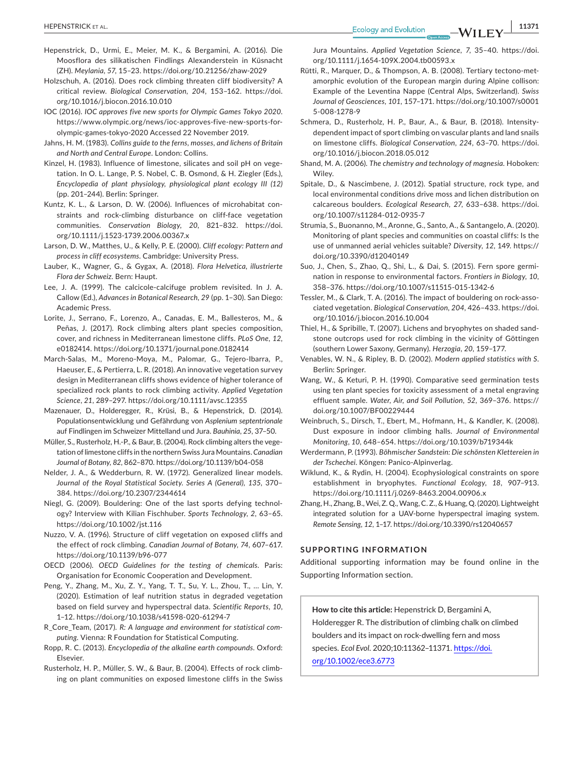Hepenstrick, D., Urmi, E., Meier, M. K., & Bergamini, A. (2016). Die Moosflora des silikatischen Findlings Alexanderstein in Küsnacht (ZH). *Meylania*, *57*, 15–23. https://doi.org/10.21256/zhaw-2029

Holzschuh, A. (2016). Does rock climbing threaten cliff biodiversity? A critical review. *Biological Conservation*, *204*, 153–162. https://doi.org/10.1016/j.biocon.2016.10.010

IOC (2016). *IOC approves five new sports for Olympic Games Tokyo 2020*. https://www.olympic.org/news/ioc-approves-five-new-sports-for-olympic-games-tokyo-2020 Accessed 22 November 2019.

Jahns, H. M. (1983). *Collins guide to the ferns, mosses, and lichens of Britain and North and Central Europe*. London: Collins.

Kinzel, H. (1983). Influence of limestone, silicates and soil pH on vegetation. In O. L. Lange, P. S. Nobel, C. B. Osmond, & H. Ziegler (Eds.), *Encyclopedia of plant physiology, physiological plant ecology III (12)* (pp. 201–244). Berlin: Springer.

Kuntz, K. L., & Larson, D. W. (2006). Influences of microhabitat constraints and rock-climbing disturbance on cliff-face vegetation communities. *Conservation Biology*, *20*, 821–832. https://doi.org/10.1111/j.1523-1739.2006.00367.x

Larson, D. W., Matthes, U., & Kelly, P. E. (2000). *Cliff ecology: Pattern and process in cliff ecosystems*. Cambridge: University Press.

Lauber, K., Wagner, G., & Gygax, A. (2018). *Flora Helvetica, illustrierte Flora der Schweiz*. Bern: Haupt.

Lee, J. A. (1999). The calcicole-calcifuge problem revisited. In J. A. Callow (Ed.), *Advances in Botanical Research*, *29* (pp. 1–30). San Diego: Academic Press.

Lorite, J., Serrano, F., Lorenzo, A., Canadas, E. M., Ballesteros, M., & Peñas, J. (2017). Rock climbing alters plant species composition, cover, and richness in Mediterranean limestone cliffs. *PLoS One*, *12*, e0182414. https://doi.org/10.1371/journal.pone.0182414

March-Salas, M., Moreno-Moya, M., Palomar, G., Tejero-Ibarra, P., Haeuser, E., & Pertierra, L. R. (2018). An innovative vegetation survey design in Mediterranean cliffs shows evidence of higher tolerance of specialized rock plants to rock climbing activity. *Applied Vegetation Science*, *21*, 289–297. https://doi.org/10.1111/avsc.12355

Mazenauer, D., Holderegger, R., Krüsi, B., & Hepenstrick, D. (2014). Populationsentwicklung und Gefährdung von *Asplenium septentrionale* auf Findlingen im Schweizer Mittelland und Jura. *Bauhinia*, *25*, 37–50.

Müller, S., Rusterholz, H.-P., & Baur, B. (2004). Rock climbing alters the vegetation of limestone cliffs in the northern Swiss Jura Mountains. *Canadian Journal of Botany*, *82*, 862–870. https://doi.org/10.1139/b04-058

Nelder, J. A., & Wedderburn, R. W. (1972). Generalized linear models. *Journal of the Royal Statistical Society. Series A (General)*, *135*, 370–384. https://doi.org/10.2307/2344614

Niegl, G. (2009). Bouldering: One of the last sports defying technology? Interview with Kilian Fischhuber. *Sports Technology*, *2*, 63–65. https://doi.org/10.1002/jst.116

Nuzzo, V. A. (1996). Structure of cliff vegetation on exposed cliffs and the effect of rock climbing. *Canadian Journal of Botany*, *74*, 607–617. https://doi.org/10.1139/b96-077

OECD (2006). *OECD Guidelines for the testing of chemicals*. Paris: Organisation for Economic Cooperation and Development.

Peng, Y., Zhang, M., Xu, Z. Y., Yang, T. T., Su, Y. L., Zhou, T., … Lin, Y. (2020). Estimation of leaf nutrition status in degraded vegetation based on field survey and hyperspectral data. *Scientific Reports*, *10*, 1–12. https://doi.org/10.1038/s41598-020-61294-7

R_Core_Team, (2017). *R: A language and environment for statistical computing*. Vienna: R Foundation for Statistical Computing.

Ropp, R. C. (2013). *Encyclopedia of the alkaline earth compounds*. Oxford: Elsevier.

Rusterholz, H. P., Müller, S. W., & Baur, B. (2004). Effects of rock climbing on plant communities on exposed limestone cliffs in the Swiss Jura Mountains. *Applied Vegetation Science*, *7*, 35–40. https://doi.org/10.1111/j.1654-109X.2004.tb00593.x

Rütti, R., Marquer, D., & Thompson, A. B. (2008). Tertiary tectono-metamorphic evolution of the European margin during Alpine collison: Example of the Leventina Nappe (Central Alps, Switzerland). *Swiss Journal of Geosciences*, *101*, 157–171. https://doi.org/10.1007/s00015-008-1278-9

Schmera, D., Rusterholz, H. P., Baur, A., & Baur, B. (2018). Intensity-dependent impact of sport climbing on vascular plants and land snails on limestone cliffs. *Biological Conservation*, *224*, 63–70. https://doi.org/10.1016/j.biocon.2018.05.012

Shand, M. A. (2006). *The chemistry and technology of magnesia*. Hoboken: Wiley.

Spitale, D., & Nascimbene, J. (2012). Spatial structure, rock type, and local environmental conditions drive moss and lichen distribution on calcareous boulders. *Ecological Research*, *27*, 633–638. https://doi.org/10.1007/s11284-012-0935-7

Strumia, S., Buonanno, M., Aronne, G., Santo, A., & Santangelo, A. (2020). Monitoring of plant species and communities on coastal cliffs: Is the use of unmanned aerial vehicles suitable? *Diversity*, *12*, 149. https://doi.org/10.3390/d12040149

Suo, J., Chen, S., Zhao, Q., Shi, L., & Dai, S. (2015). Fern spore germination in response to environmental factors. *Frontiers in Biology*, *10*, 358–376. https://doi.org/10.1007/s11515-015-1342-6

Tessler, M., & Clark, T. A. (2016). The impact of bouldering on rock-associated vegetation. *Biological Conservation*, *204*, 426–433. https://doi.org/10.1016/j.biocon.2016.10.004

Thiel, H., & Spribille, T. (2007). Lichens and bryophytes on shaded sandstone outcrops used for rock climbing in the vicinity of Göttingen (southern Lower Saxony, Germany). *Herzogia*, *20*, 159–177.

Venables, W. N., & Ripley, B. D. (2002). *Modern applied statistics with S*. Berlin: Springer.

Wang, W., & Keturi, P. H. (1990). Comparative seed germination tests using ten plant species for toxicity assessment of a metal engraving effluent sample. *Water, Air, and Soil Pollution*, *52*, 369–376. https://doi.org/10.1007/BF00229444

Weinbruch, S., Dirsch, T., Ebert, M., Hofmann, H., & Kandler, K. (2008). Dust exposure in indoor climbing halls. *Journal of Environmental Monitoring*, *10*, 648–654. https://doi.org/10.1039/b719344k

Werdermann, P. (1993). *Böhmischer Sandstein: Die schönsten Klettereien in der Tschechei*. Köngen: Panico-Alpinverlag.

Wiklund, K., & Rydin, H. (2004). Ecophysiological constraints on spore establishment in bryophytes. *Functional Ecology*, *18*, 907–913. https://doi.org/10.1111/j.0269-8463.2004.00906.x

Zhang, H., Zhang, B., Wei, Z. Q., Wang, C. Z., & Huang, Q. (2020). Lightweight integrated solution for a UAV-borne hyperspectral imaging system. *Remote Sensing*, *12*, 1–17. https://doi.org/10.3390/rs12040657

## SUPPORTING INFORMATION

Additional supporting information may be found online in the Supporting Information section.

**How to cite this article:** Hepenstrick D, Bergamini A, Holderegger R. The distribution of climbing chalk on climbed boulders and its impact on rock-dwelling fern and moss species. *Ecol Evol*. 2020;10:11362–11371. https://doi.org/10.1002/ece3.6773